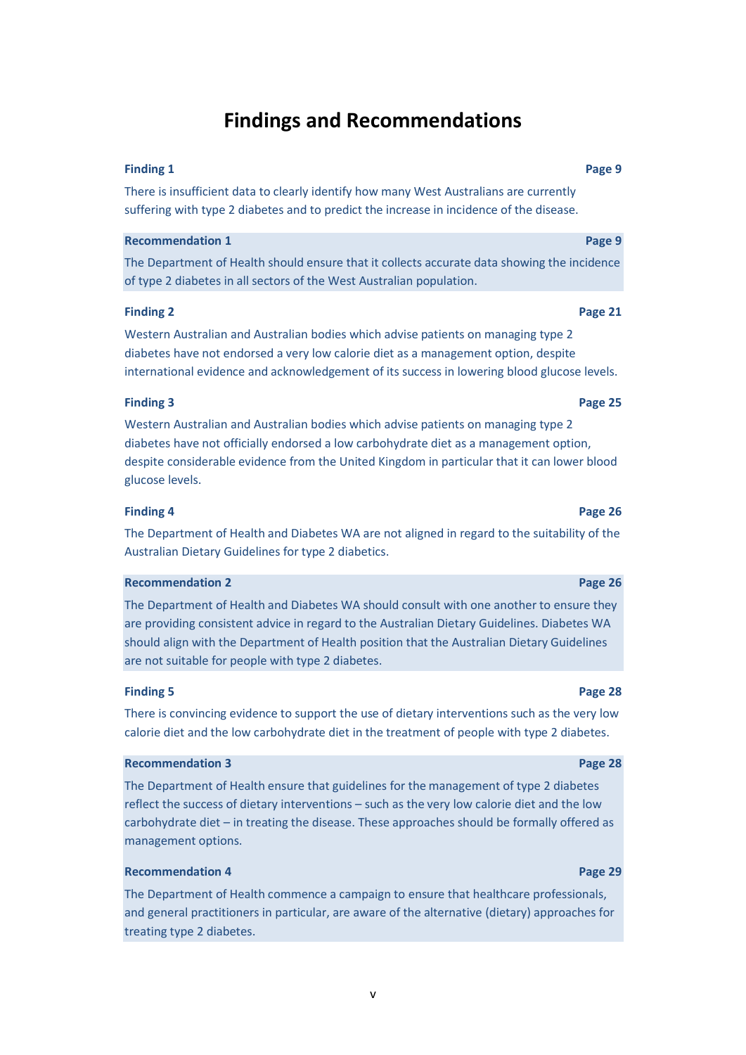# Findings and Recommendations

**Finding 1** **Page 9**

There is insufficient data to clearly identify how many West Australians are currently suffering with type 2 diabetes and to predict the increase in incidence of the disease.

**Recommendation 1** **Page 9**

The Department of Health should ensure that it collects accurate data showing the incidence of type 2 diabetes in all sectors of the West Australian population.

**Finding 2** **Page 21**

Western Australian and Australian bodies which advise patients on managing type 2 diabetes have not endorsed a very low calorie diet as a management option, despite international evidence and acknowledgement of its success in lowering blood glucose levels.

**Finding 3** **Page 25**

Western Australian and Australian bodies which advise patients on managing type 2 diabetes have not officially endorsed a low carbohydrate diet as a management option, despite considerable evidence from the United Kingdom in particular that it can lower blood glucose levels.

**Finding 4** **Page 26**

The Department of Health and Diabetes WA are not aligned in regard to the suitability of the Australian Dietary Guidelines for type 2 diabetics.

**Recommendation 2** **Page 26**

The Department of Health and Diabetes WA should consult with one another to ensure they are providing consistent advice in regard to the Australian Dietary Guidelines. Diabetes WA should align with the Department of Health position that the Australian Dietary Guidelines are not suitable for people with type 2 diabetes.

**Finding 5** **Page 28**

There is convincing evidence to support the use of dietary interventions such as the very low calorie diet and the low carbohydrate diet in the treatment of people with type 2 diabetes.

**Recommendation 3** **Page 28**

The Department of Health ensure that guidelines for the management of type 2 diabetes reflect the success of dietary interventions – such as the very low calorie diet and the low carbohydrate diet – in treating the disease. These approaches should be formally offered as management options.

**Recommendation 4** **Page 29**

The Department of Health commence a campaign to ensure that healthcare professionals, and general practitioners in particular, are aware of the alternative (dietary) approaches for treating type 2 diabetes.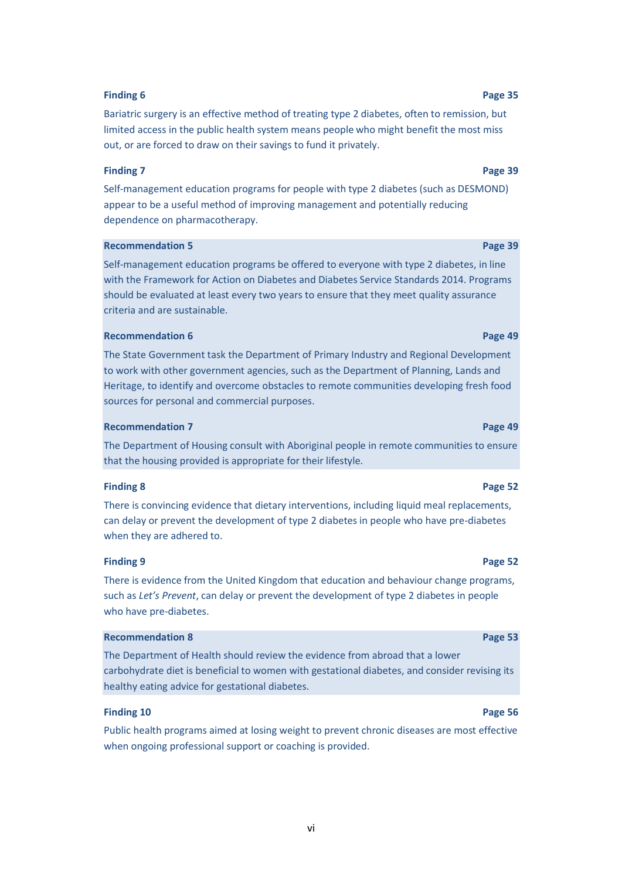**Finding 6** **Page 35**

Bariatric surgery is an effective method of treating type 2 diabetes, often to remission, but limited access in the public health system means people who might benefit the most miss out, or are forced to draw on their savings to fund it privately.

**Finding 7** **Page 39**

Self-management education programs for people with type 2 diabetes (such as DESMOND) appear to be a useful method of improving management and potentially reducing dependence on pharmacotherapy.

**Recommendation 5** **Page 39**

Self-management education programs be offered to everyone with type 2 diabetes, in line with the Framework for Action on Diabetes and Diabetes Service Standards 2014. Programs should be evaluated at least every two years to ensure that they meet quality assurance criteria and are sustainable.

**Recommendation 6** **Page 49**

The State Government task the Department of Primary Industry and Regional Development to work with other government agencies, such as the Department of Planning, Lands and Heritage, to identify and overcome obstacles to remote communities developing fresh food sources for personal and commercial purposes.

**Recommendation 7** **Page 49**

The Department of Housing consult with Aboriginal people in remote communities to ensure that the housing provided is appropriate for their lifestyle.

**Finding 8** **Page 52**

There is convincing evidence that dietary interventions, including liquid meal replacements, can delay or prevent the development of type 2 diabetes in people who have pre-diabetes when they are adhered to.

**Finding 9** **Page 52**

There is evidence from the United Kingdom that education and behaviour change programs, such as *Let's Prevent*, can delay or prevent the development of type 2 diabetes in people who have pre-diabetes.

**Recommendation 8** **Page 53**

The Department of Health should review the evidence from abroad that a lower carbohydrate diet is beneficial to women with gestational diabetes, and consider revising its healthy eating advice for gestational diabetes.

**Finding 10** **Page 56**

Public health programs aimed at losing weight to prevent chronic diseases are most effective when ongoing professional support or coaching is provided.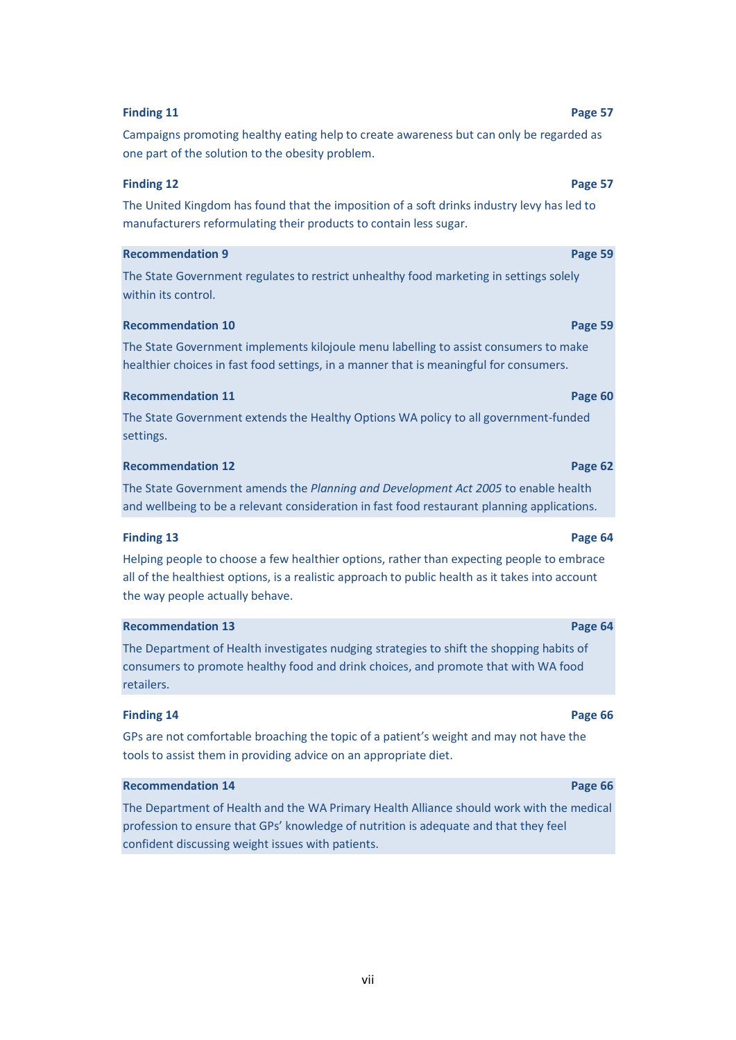**Finding 11** **Page 57**

Campaigns promoting healthy eating help to create awareness but can only be regarded as one part of the solution to the obesity problem.

**Finding 12** **Page 57**

The United Kingdom has found that the imposition of a soft drinks industry levy has led to manufacturers reformulating their products to contain less sugar.

**Recommendation 9** **Page 59**

The State Government regulates to restrict unhealthy food marketing in settings solely within its control.

**Recommendation 10** **Page 59**

The State Government implements kilojoule menu labelling to assist consumers to make healthier choices in fast food settings, in a manner that is meaningful for consumers.

**Recommendation 11** **Page 60**

The State Government extends the Healthy Options WA policy to all government-funded settings.

**Recommendation 12** **Page 62**

The State Government amends the *Planning and Development Act 2005* to enable health and wellbeing to be a relevant consideration in fast food restaurant planning applications.

**Finding 13** **Page 64**

Helping people to choose a few healthier options, rather than expecting people to embrace all of the healthiest options, is a realistic approach to public health as it takes into account the way people actually behave.

**Recommendation 13** **Page 64**

The Department of Health investigates nudging strategies to shift the shopping habits of consumers to promote healthy food and drink choices, and promote that with WA food retailers.

**Finding 14** **Page 66**

GPs are not comfortable broaching the topic of a patient's weight and may not have the tools to assist them in providing advice on an appropriate diet.

**Recommendation 14** **Page 66**

The Department of Health and the WA Primary Health Alliance should work with the medical profession to ensure that GPs' knowledge of nutrition is adequate and that they feel confident discussing weight issues with patients.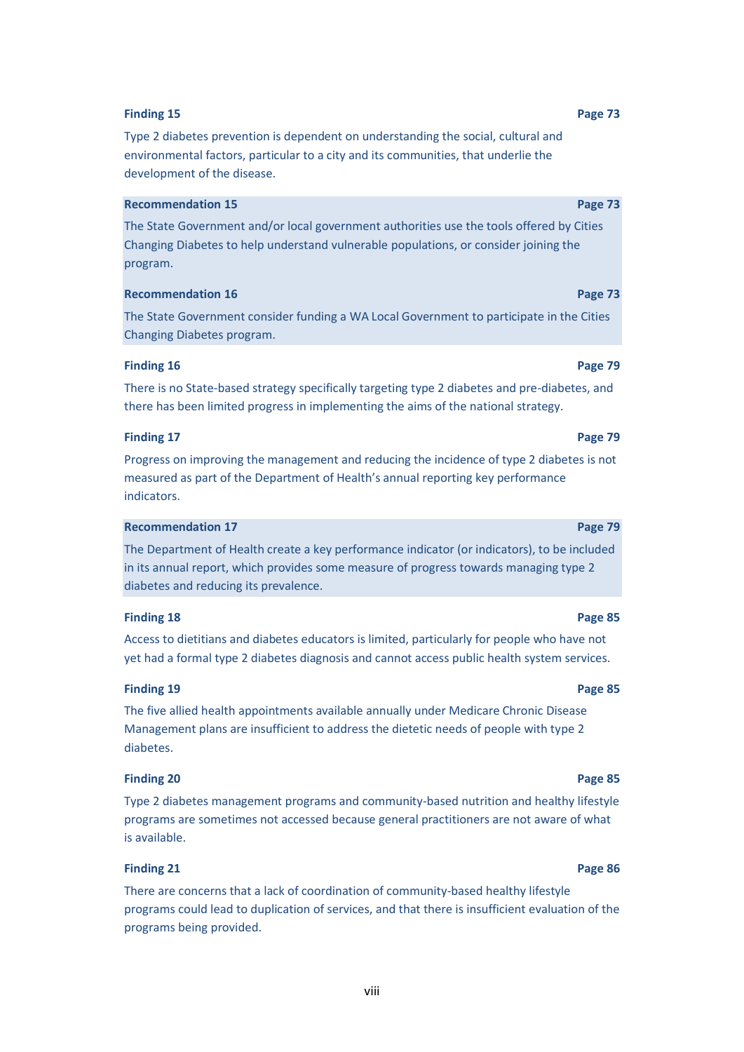**Finding 15** **Page 73**

Type 2 diabetes prevention is dependent on understanding the social, cultural and environmental factors, particular to a city and its communities, that underlie the development of the disease.

**Recommendation 15** **Page 73**

The State Government and/or local government authorities use the tools offered by Cities Changing Diabetes to help understand vulnerable populations, or consider joining the program.

**Recommendation 16** **Page 73**

The State Government consider funding a WA Local Government to participate in the Cities Changing Diabetes program.

**Finding 16** **Page 79**

There is no State-based strategy specifically targeting type 2 diabetes and pre-diabetes, and there has been limited progress in implementing the aims of the national strategy.

**Finding 17** **Page 79**

Progress on improving the management and reducing the incidence of type 2 diabetes is not measured as part of the Department of Health's annual reporting key performance indicators.

**Recommendation 17** **Page 79**

The Department of Health create a key performance indicator (or indicators), to be included in its annual report, which provides some measure of progress towards managing type 2 diabetes and reducing its prevalence.

**Finding 18** **Page 85**

Access to dietitians and diabetes educators is limited, particularly for people who have not yet had a formal type 2 diabetes diagnosis and cannot access public health system services.

**Finding 19** **Page 85**

The five allied health appointments available annually under Medicare Chronic Disease Management plans are insufficient to address the dietetic needs of people with type 2 diabetes.

**Finding 20** **Page 85**

Type 2 diabetes management programs and community-based nutrition and healthy lifestyle programs are sometimes not accessed because general practitioners are not aware of what is available.

**Finding 21** **Page 86**

There are concerns that a lack of coordination of community-based healthy lifestyle programs could lead to duplication of services, and that there is insufficient evaluation of the programs being provided.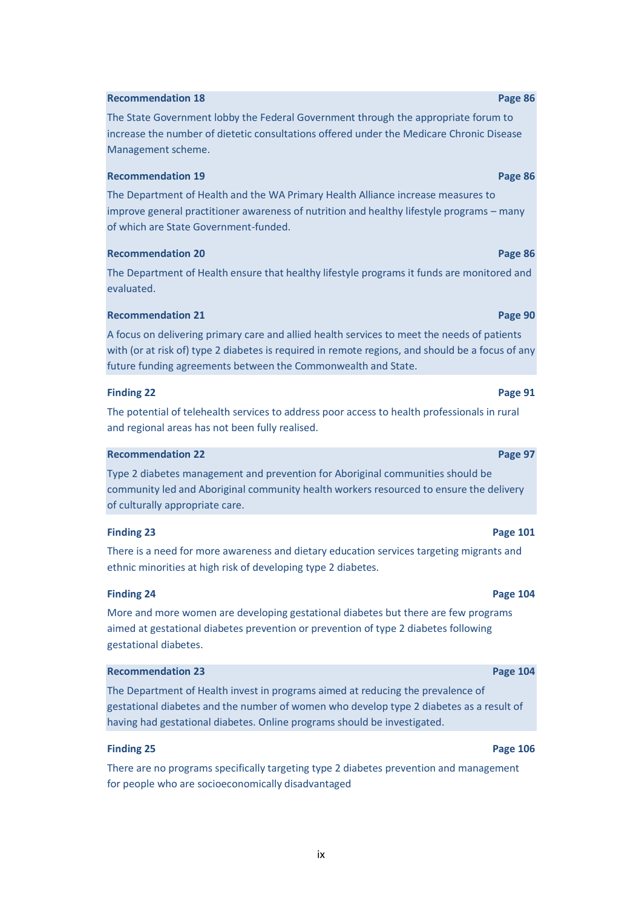**Recommendation 18** **Page 86**

The State Government lobby the Federal Government through the appropriate forum to increase the number of dietetic consultations offered under the Medicare Chronic Disease Management scheme.

**Recommendation 19** **Page 86**

The Department of Health and the WA Primary Health Alliance increase measures to improve general practitioner awareness of nutrition and healthy lifestyle programs – many of which are State Government-funded.

**Recommendation 20** **Page 86**

The Department of Health ensure that healthy lifestyle programs it funds are monitored and evaluated.

**Recommendation 21** **Page 90**

A focus on delivering primary care and allied health services to meet the needs of patients with (or at risk of) type 2 diabetes is required in remote regions, and should be a focus of any future funding agreements between the Commonwealth and State.

**Finding 22** **Page 91**

The potential of telehealth services to address poor access to health professionals in rural and regional areas has not been fully realised.

**Recommendation 22** **Page 97**

Type 2 diabetes management and prevention for Aboriginal communities should be community led and Aboriginal community health workers resourced to ensure the delivery of culturally appropriate care.

**Finding 23** **Page 101**

There is a need for more awareness and dietary education services targeting migrants and ethnic minorities at high risk of developing type 2 diabetes.

**Finding 24** **Page 104**

More and more women are developing gestational diabetes but there are few programs aimed at gestational diabetes prevention or prevention of type 2 diabetes following gestational diabetes.

**Recommendation 23** **Page 104**

The Department of Health invest in programs aimed at reducing the prevalence of gestational diabetes and the number of women who develop type 2 diabetes as a result of having had gestational diabetes. Online programs should be investigated.

**Finding 25** **Page 106**

There are no programs specifically targeting type 2 diabetes prevention and management for people who are socioeconomically disadvantaged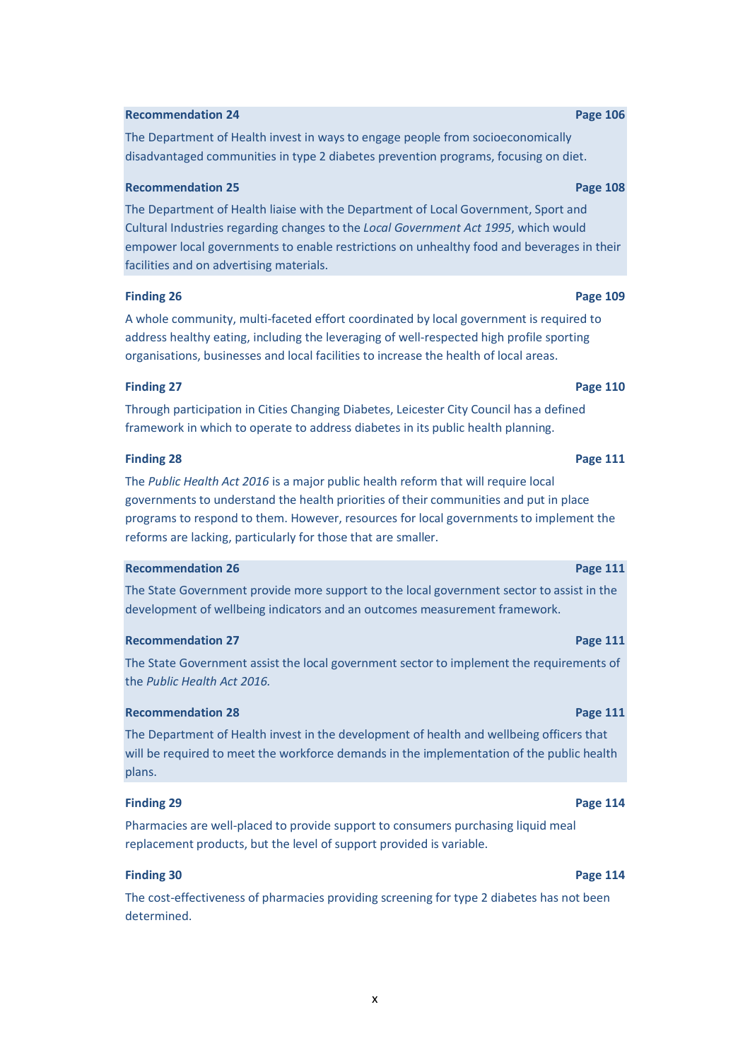**Recommendation 24** **Page 106**

The Department of Health invest in ways to engage people from socioeconomically disadvantaged communities in type 2 diabetes prevention programs, focusing on diet.

**Recommendation 25** **Page 108**

The Department of Health liaise with the Department of Local Government, Sport and Cultural Industries regarding changes to the *Local Government Act 1995*, which would empower local governments to enable restrictions on unhealthy food and beverages in their facilities and on advertising materials.

**Finding 26** **Page 109**

A whole community, multi-faceted effort coordinated by local government is required to address healthy eating, including the leveraging of well-respected high profile sporting organisations, businesses and local facilities to increase the health of local areas.

**Finding 27** **Page 110**

Through participation in Cities Changing Diabetes, Leicester City Council has a defined framework in which to operate to address diabetes in its public health planning.

**Finding 28** **Page 111**

The *Public Health Act 2016* is a major public health reform that will require local governments to understand the health priorities of their communities and put in place programs to respond to them. However, resources for local governments to implement the reforms are lacking, particularly for those that are smaller.

**Recommendation 26** **Page 111**

The State Government provide more support to the local government sector to assist in the development of wellbeing indicators and an outcomes measurement framework.

**Recommendation 27** **Page 111**

The State Government assist the local government sector to implement the requirements of the *Public Health Act 2016.*

**Recommendation 28** **Page 111**

The Department of Health invest in the development of health and wellbeing officers that will be required to meet the workforce demands in the implementation of the public health plans.

**Finding 29** **Page 114**

Pharmacies are well-placed to provide support to consumers purchasing liquid meal replacement products, but the level of support provided is variable.

**Finding 30** **Page 114**

The cost-effectiveness of pharmacies providing screening for type 2 diabetes has not been determined.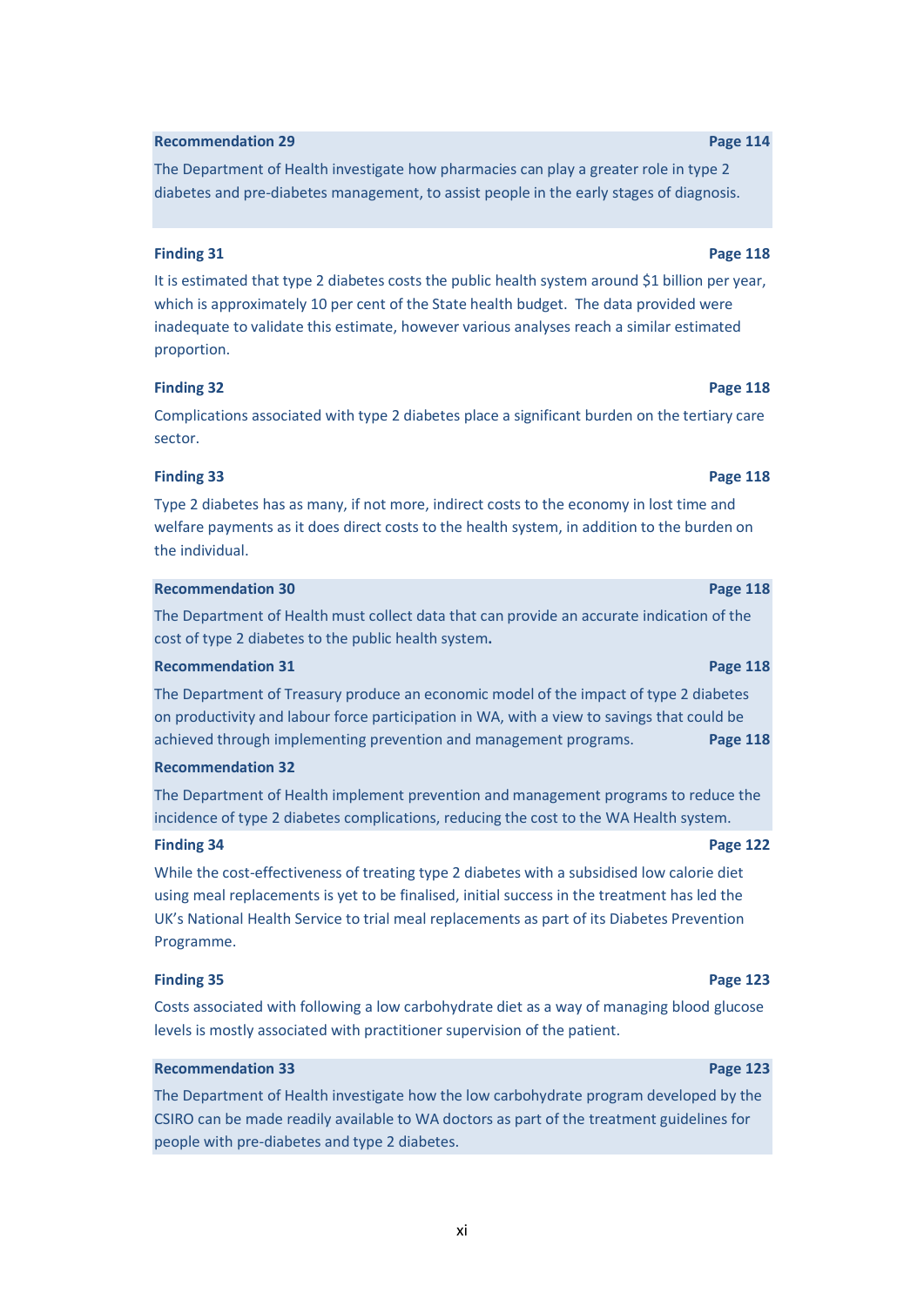**Recommendation 29** **Page 114**

The Department of Health investigate how pharmacies can play a greater role in type 2 diabetes and pre-diabetes management, to assist people in the early stages of diagnosis.

**Finding 31** **Page 118**

It is estimated that type 2 diabetes costs the public health system around $1 billion per year, which is approximately 10 per cent of the State health budget. The data provided were inadequate to validate this estimate, however various analyses reach a similar estimated proportion.

**Finding 32** **Page 118**

Complications associated with type 2 diabetes place a significant burden on the tertiary care sector.

**Finding 33** **Page 118**

Type 2 diabetes has as many, if not more, indirect costs to the economy in lost time and welfare payments as it does direct costs to the health system, in addition to the burden on the individual.

**Recommendation 30** **Page 118**

The Department of Health must collect data that can provide an accurate indication of the cost of type 2 diabetes to the public health system**.**

**Recommendation 31** **Page 118**

The Department of Treasury produce an economic model of the impact of type 2 diabetes on productivity and labour force participation in WA, with a view to savings that could be achieved through implementing prevention and management programs.

**Recommendation 32** **Page 118**

The Department of Health implement prevention and management programs to reduce the incidence of type 2 diabetes complications, reducing the cost to the WA Health system.

**Finding 34** **Page 122**

While the cost-effectiveness of treating type 2 diabetes with a subsidised low calorie diet using meal replacements is yet to be finalised, initial success in the treatment has led the UK's National Health Service to trial meal replacements as part of its Diabetes Prevention Programme.

**Finding 35** **Page 123**

Costs associated with following a low carbohydrate diet as a way of managing blood glucose levels is mostly associated with practitioner supervision of the patient.

**Recommendation 33** **Page 123**

The Department of Health investigate how the low carbohydrate program developed by the CSIRO can be made readily available to WA doctors as part of the treatment guidelines for people with pre-diabetes and type 2 diabetes.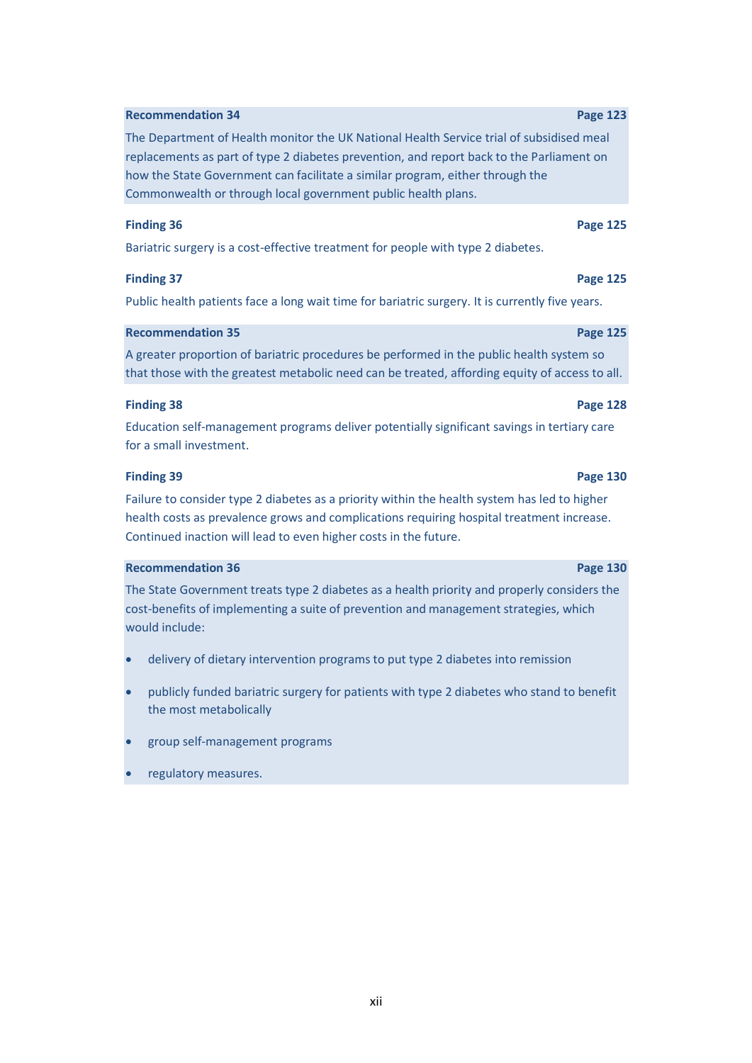**Recommendation 34** **Page 123**

The Department of Health monitor the UK National Health Service trial of subsidised meal replacements as part of type 2 diabetes prevention, and report back to the Parliament on how the State Government can facilitate a similar program, either through the Commonwealth or through local government public health plans.

**Finding 36** **Page 125**

Bariatric surgery is a cost-effective treatment for people with type 2 diabetes.

**Finding 37** **Page 125**

Public health patients face a long wait time for bariatric surgery. It is currently five years.

**Recommendation 35** **Page 125**

A greater proportion of bariatric procedures be performed in the public health system so that those with the greatest metabolic need can be treated, affording equity of access to all.

**Finding 38** **Page 128**

Education self-management programs deliver potentially significant savings in tertiary care for a small investment.

**Finding 39** **Page 130**

Failure to consider type 2 diabetes as a priority within the health system has led to higher health costs as prevalence grows and complications requiring hospital treatment increase. Continued inaction will lead to even higher costs in the future.

**Recommendation 36** **Page 130**

The State Government treats type 2 diabetes as a health priority and properly considers the cost-benefits of implementing a suite of prevention and management strategies, which would include:

- delivery of dietary intervention programs to put type 2 diabetes into remission
- publicly funded bariatric surgery for patients with type 2 diabetes who stand to benefit the most metabolically
- group self-management programs
- regulatory measures.